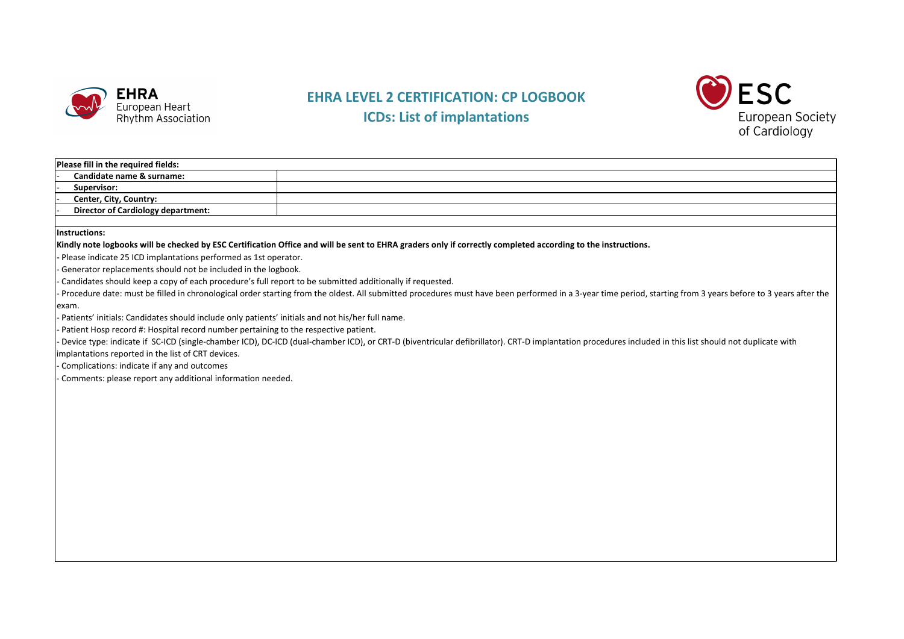# EHRA LEVEL 2 CERTIFICATION: CP LOGBOOK

## ICDs: List of implantations

| Please fill in the required fields: | |
|---|---|
| - Candidate name & surname: | |
| - Supervisor: | |
| - Center, City, Country: | |
| - Director of Cardiology department: | |

**Instructions:**

**Kindly note logbooks will be checked by ESC Certification Office and will be sent to EHRA graders only if correctly completed according to the instructions.**

- Please indicate 25 ICD implantations performed as 1st operator.
- Generator replacements should not be included in the logbook.
- Candidates should keep a copy of each procedure's full report to be submitted additionally if requested.
- Procedure date: must be filled in chronological order starting from the oldest. All submitted procedures must have been performed in a 3-year time period, starting from 3 years before to 3 years after the exam.
- Patients' initials: Candidates should include only patients' initials and not his/her full name.
- Patient Hosp record #: Hospital record number pertaining to the respective patient.
- Device type: indicate if SC-ICD (single-chamber ICD), DC-ICD (dual-chamber ICD), or CRT-D (biventricular defibrillator). CRT-D implantation procedures included in this list should not duplicate with implantations reported in the list of CRT devices.
- Complications: indicate if any and outcomes
- Comments: please report any additional information needed.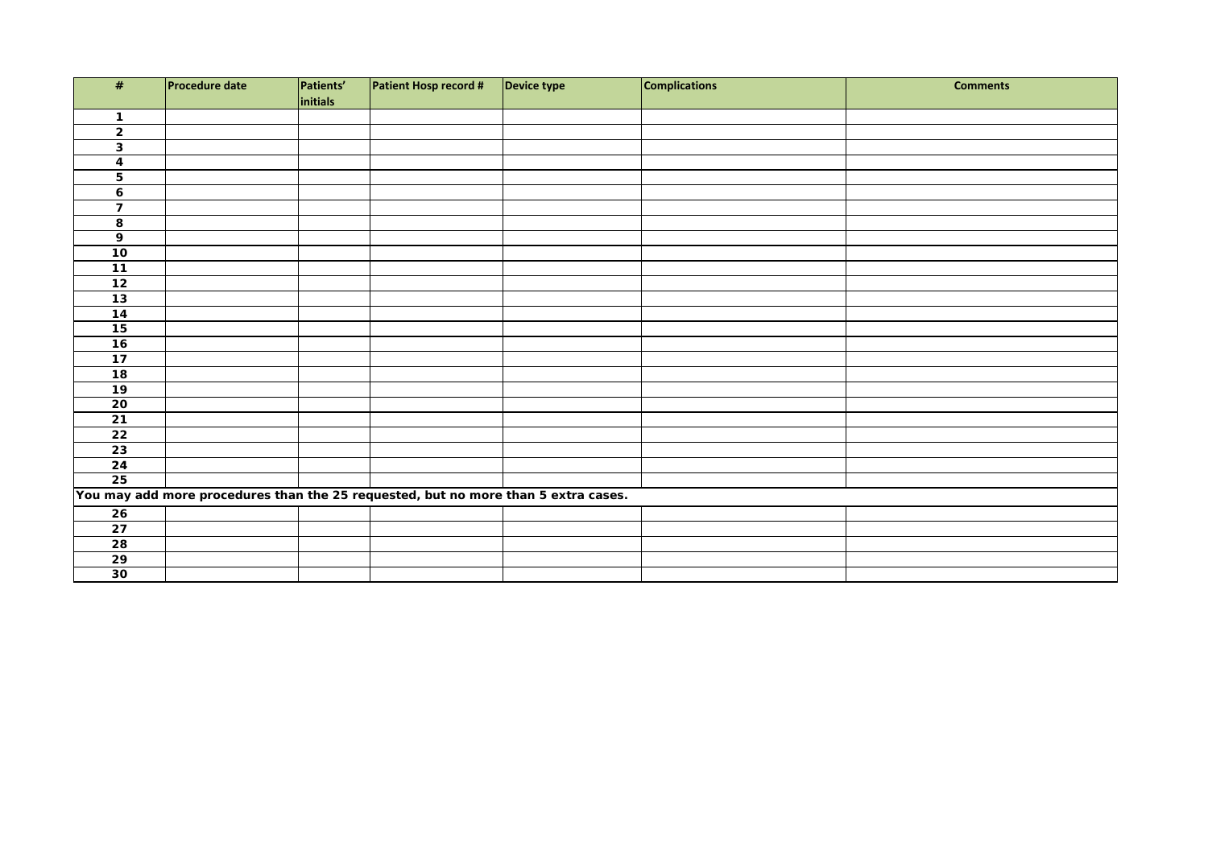| # | Procedure date | Patients' initials | Patient Hosp record # | Device type | Complications | Comments |
|---|---|---|---|---|---|---|
| 1 | | | | | | |
| 2 | | | | | | |
| 3 | | | | | | |
| 4 | | | | | | |
| 5 | | | | | | |
| 6 | | | | | | |
| 7 | | | | | | |
| 8 | | | | | | |
| 9 | | | | | | |
| 10 | | | | | | |
| 11 | | | | | | |
| 12 | | | | | | |
| 13 | | | | | | |
| 14 | | | | | | |
| 15 | | | | | | |
| 16 | | | | | | |
| 17 | | | | | | |
| 18 | | | | | | |
| 19 | | | | | | |
| 20 | | | | | | |
| 21 | | | | | | |
| 22 | | | | | | |
| 23 | | | | | | |
| 24 | | | | | | |
| 25 | | | | | | |
| **You may add more procedures than the 25 requested, but no more than 5 extra cases.** | | | | | | |
| 26 | | | | | | |
| 27 | | | | | | |
| 28 | | | | | | |
| 29 | | | | | | |
| 30 | | | | | | |